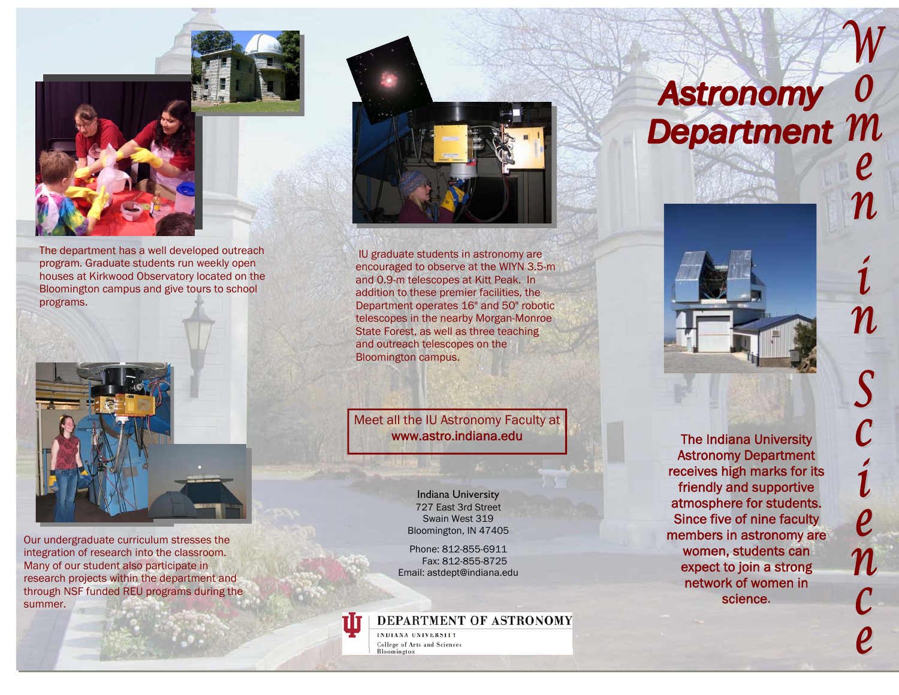# Astronomy Department

# Women in Science

The department has a well developed outreach program. Graduate students run weekly open houses at Kirkwood Observatory located on the Bloomington campus and give tours to school programs.

Our undergraduate curriculum stresses the integration of research into the classroom. Many of our student also participate in research projects within the department and through NSF funded REU programs during the summer.

IU graduate students in astronomy are encouraged to observe at the WIYN 3.5-m and 0.9-m telescopes at Kitt Peak. In addition to these premier facilities, the Department operates 16" and 50" robotic telescopes in the nearby Morgan-Monroe State Forest, as well as three teaching and outreach telescopes on the Bloomington campus.

Meet all the IU Astronomy Faculty at
**www.astro.indiana.edu**

Indiana University
727 East 3rd Street
Swain West 319
Bloomington, IN 47405

Phone: 812-855-6911
Fax: 812-855-8725
Email: astdept@indiana.edu

DEPARTMENT OF ASTRONOMY
INDIANA UNIVERSITY
College of Arts and Sciences
Bloomington

The Indiana University Astronomy Department receives high marks for its friendly and supportive atmosphere for students. Since five of nine faculty members in astronomy are women, students can expect to join a strong network of women in science.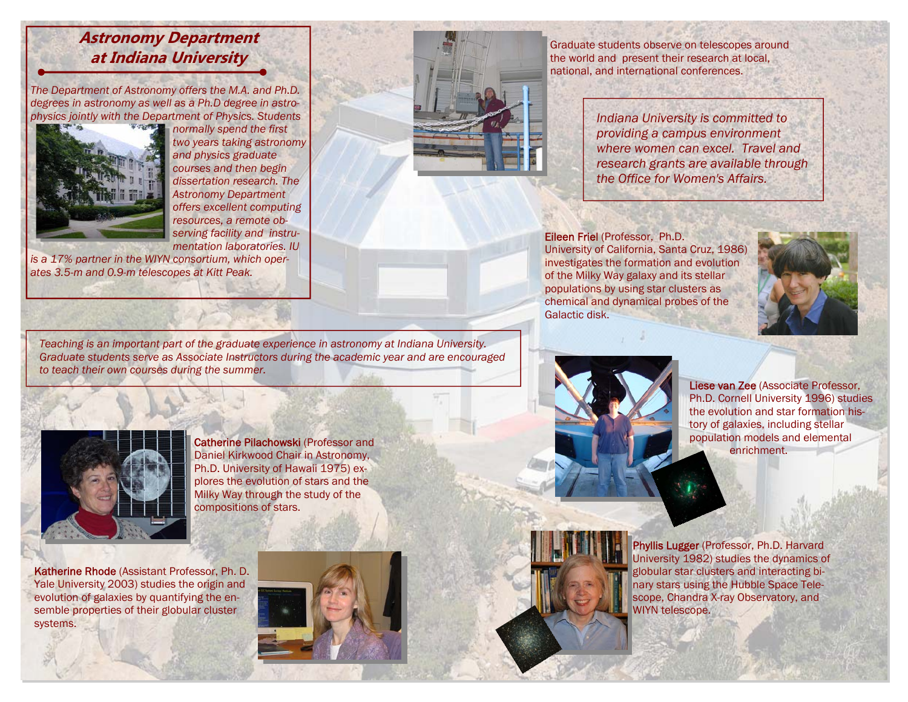# Astronomy Department at Indiana University

*The Department of Astronomy offers the M.A. and Ph.D. degrees in astronomy as well as a Ph.D degree in astrophysics jointly with the Department of Physics. Students normally spend the first two years taking astronomy and physics graduate courses and then begin dissertation research. The Astronomy Department offers excellent computing resources, a remote observing facility and instrumentation laboratories. IU is a 17% partner in the WIYN consortium, which operates 3.5-m and 0.9-m telescopes at Kitt Peak.*

Graduate students observe on telescopes around the world and present their research at local, national, and international conferences.

*Indiana University is committed to providing a campus environment where women can excel. Travel and research grants are available through the Office for Women's Affairs.*

Eileen Friel (Professor, Ph.D. University of California, Santa Cruz, 1986) investigates the formation and evolution of the Milky Way galaxy and its stellar populations by using star clusters as chemical and dynamical probes of the Galactic disk.

*Teaching is an important part of the graduate experience in astronomy at Indiana University. Graduate students serve as Associate Instructors during the academic year and are encouraged to teach their own courses during the summer.*

Liese van Zee (Associate Professor, Ph.D. Cornell University 1996) studies the evolution and star formation history of galaxies, including stellar population models and elemental enrichment.

Catherine Pilachowski (Professor and Daniel Kirkwood Chair in Astronomy, Ph.D. University of Hawaii 1975) explores the evolution of stars and the Milky Way through the study of the compositions of stars.

Katherine Rhode (Assistant Professor, Ph. D. Yale University 2003) studies the origin and evolution of galaxies by quantifying the ensemble properties of their globular cluster systems.

Phyllis Lugger (Professor, Ph.D. Harvard University 1982) studies the dynamics of globular star clusters and interacting binary stars using the Hubble Space Telescope, Chandra X-ray Observatory, and WIYN telescope.